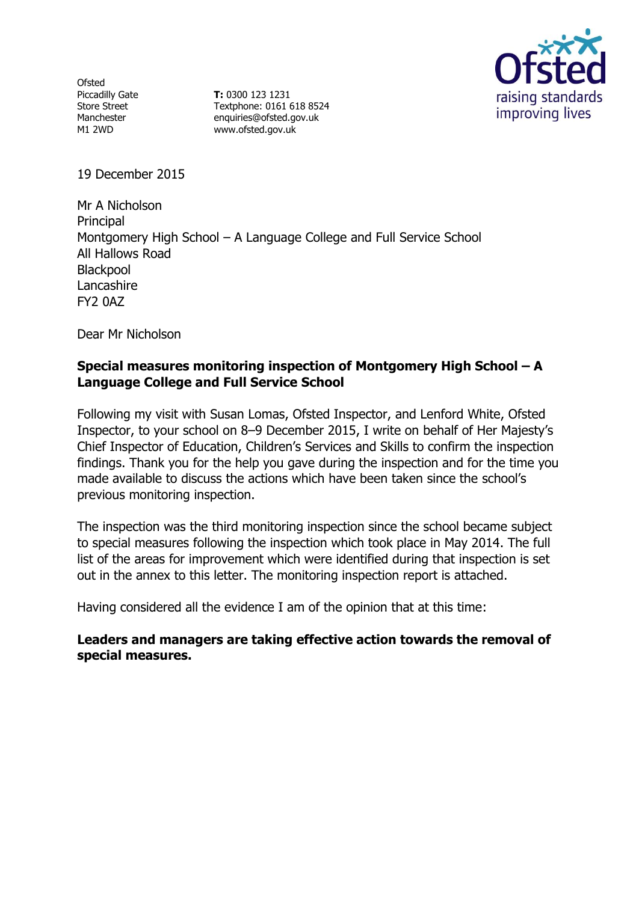Ofsted
Piccadilly Gate
Store Street
Manchester
M1 2WD

**T:** 0300 123 1231
Textphone: 0161 618 8524
enquiries@ofsted.gov.uk
www.ofsted.gov.uk

Ofsted
raising standards
improving lives

19 December 2015

Mr A Nicholson
Principal
Montgomery High School – A Language College and Full Service School
All Hallows Road
Blackpool
Lancashire
FY2 0AZ

Dear Mr Nicholson

**Special measures monitoring inspection of Montgomery High School – A Language College and Full Service School**

Following my visit with Susan Lomas, Ofsted Inspector, and Lenford White, Ofsted Inspector, to your school on 8–9 December 2015, I write on behalf of Her Majesty's Chief Inspector of Education, Children's Services and Skills to confirm the inspection findings. Thank you for the help you gave during the inspection and for the time you made available to discuss the actions which have been taken since the school's previous monitoring inspection.

The inspection was the third monitoring inspection since the school became subject to special measures following the inspection which took place in May 2014. The full list of the areas for improvement which were identified during that inspection is set out in the annex to this letter. The monitoring inspection report is attached.

Having considered all the evidence I am of the opinion that at this time:

**Leaders and managers are taking effective action towards the removal of special measures.**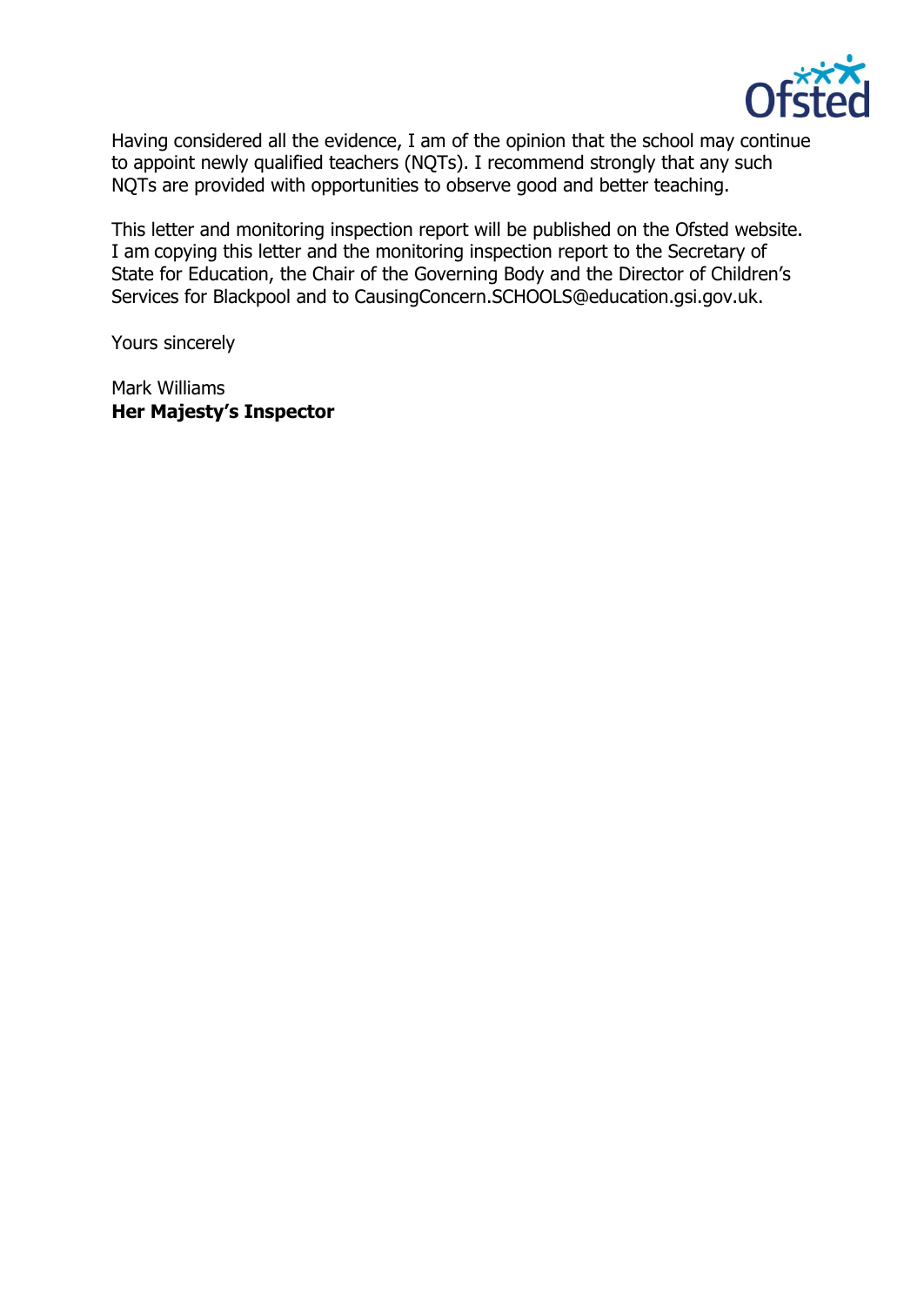Having considered all the evidence, I am of the opinion that the school may continue to appoint newly qualified teachers (NQTs). I recommend strongly that any such NQTs are provided with opportunities to observe good and better teaching.

This letter and monitoring inspection report will be published on the Ofsted website. I am copying this letter and the monitoring inspection report to the Secretary of State for Education, the Chair of the Governing Body and the Director of Children's Services for Blackpool and to CausingConcern.SCHOOLS@education.gsi.gov.uk.

Yours sincerely

Mark Williams
**Her Majesty's Inspector**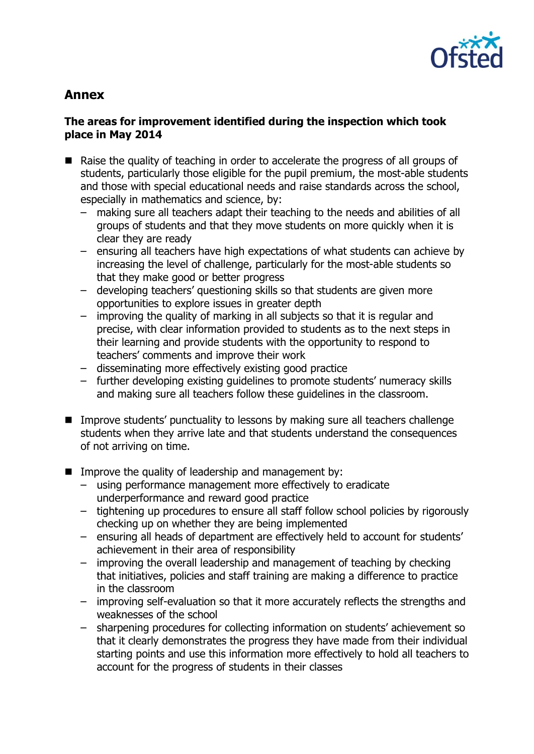## Annex

**The areas for improvement identified during the inspection which took place in May 2014**

- Raise the quality of teaching in order to accelerate the progress of all groups of students, particularly those eligible for the pupil premium, the most-able students and those with special educational needs and raise standards across the school, especially in mathematics and science, by:
  - making sure all teachers adapt their teaching to the needs and abilities of all groups of students and that they move students on more quickly when it is clear they are ready
  - ensuring all teachers have high expectations of what students can achieve by increasing the level of challenge, particularly for the most-able students so that they make good or better progress
  - developing teachers' questioning skills so that students are given more opportunities to explore issues in greater depth
  - improving the quality of marking in all subjects so that it is regular and precise, with clear information provided to students as to the next steps in their learning and provide students with the opportunity to respond to teachers' comments and improve their work
  - disseminating more effectively existing good practice
  - further developing existing guidelines to promote students' numeracy skills and making sure all teachers follow these guidelines in the classroom.

- Improve students' punctuality to lessons by making sure all teachers challenge students when they arrive late and that students understand the consequences of not arriving on time.

- Improve the quality of leadership and management by:
  - using performance management more effectively to eradicate underperformance and reward good practice
  - tightening up procedures to ensure all staff follow school policies by rigorously checking up on whether they are being implemented
  - ensuring all heads of department are effectively held to account for students' achievement in their area of responsibility
  - improving the overall leadership and management of teaching by checking that initiatives, policies and staff training are making a difference to practice in the classroom
  - improving self-evaluation so that it more accurately reflects the strengths and weaknesses of the school
  - sharpening procedures for collecting information on students' achievement so that it clearly demonstrates the progress they have made from their individual starting points and use this information more effectively to hold all teachers to account for the progress of students in their classes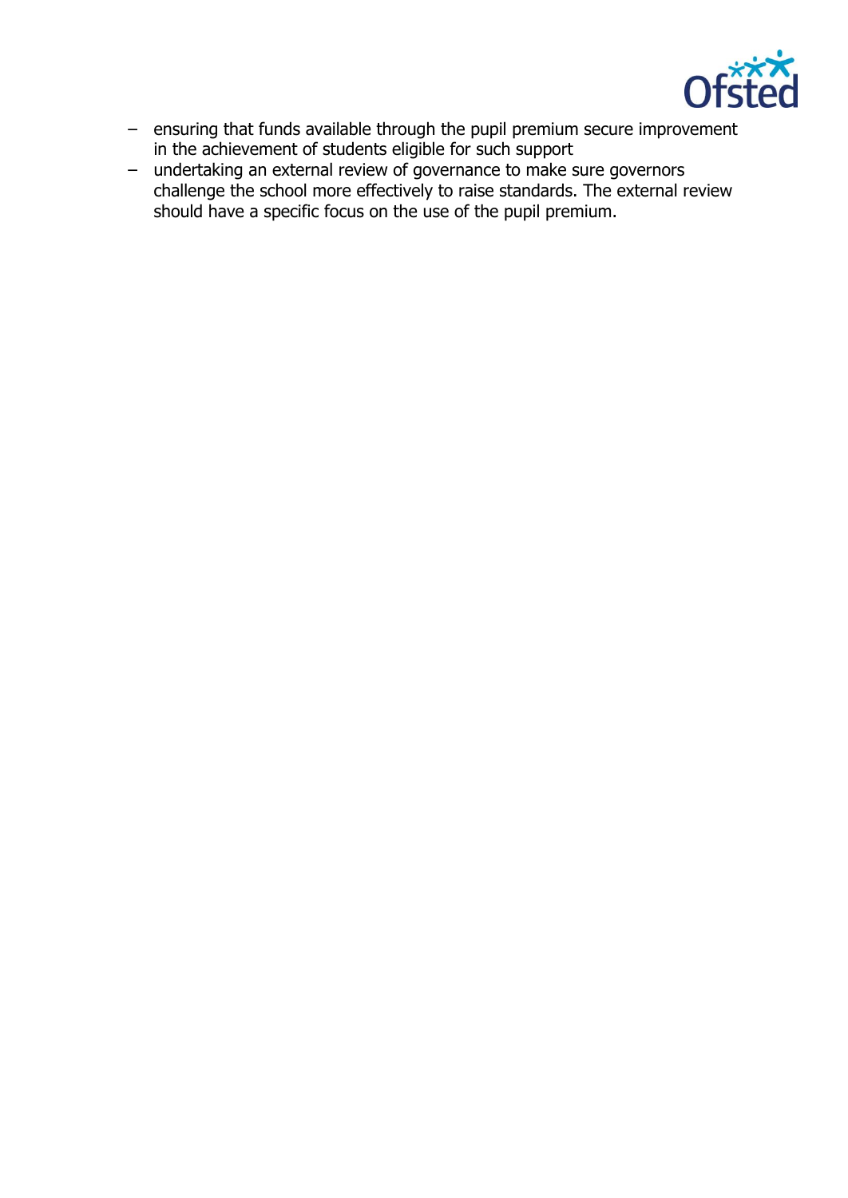- ensuring that funds available through the pupil premium secure improvement in the achievement of students eligible for such support
- undertaking an external review of governance to make sure governors challenge the school more effectively to raise standards. The external review should have a specific focus on the use of the pupil premium.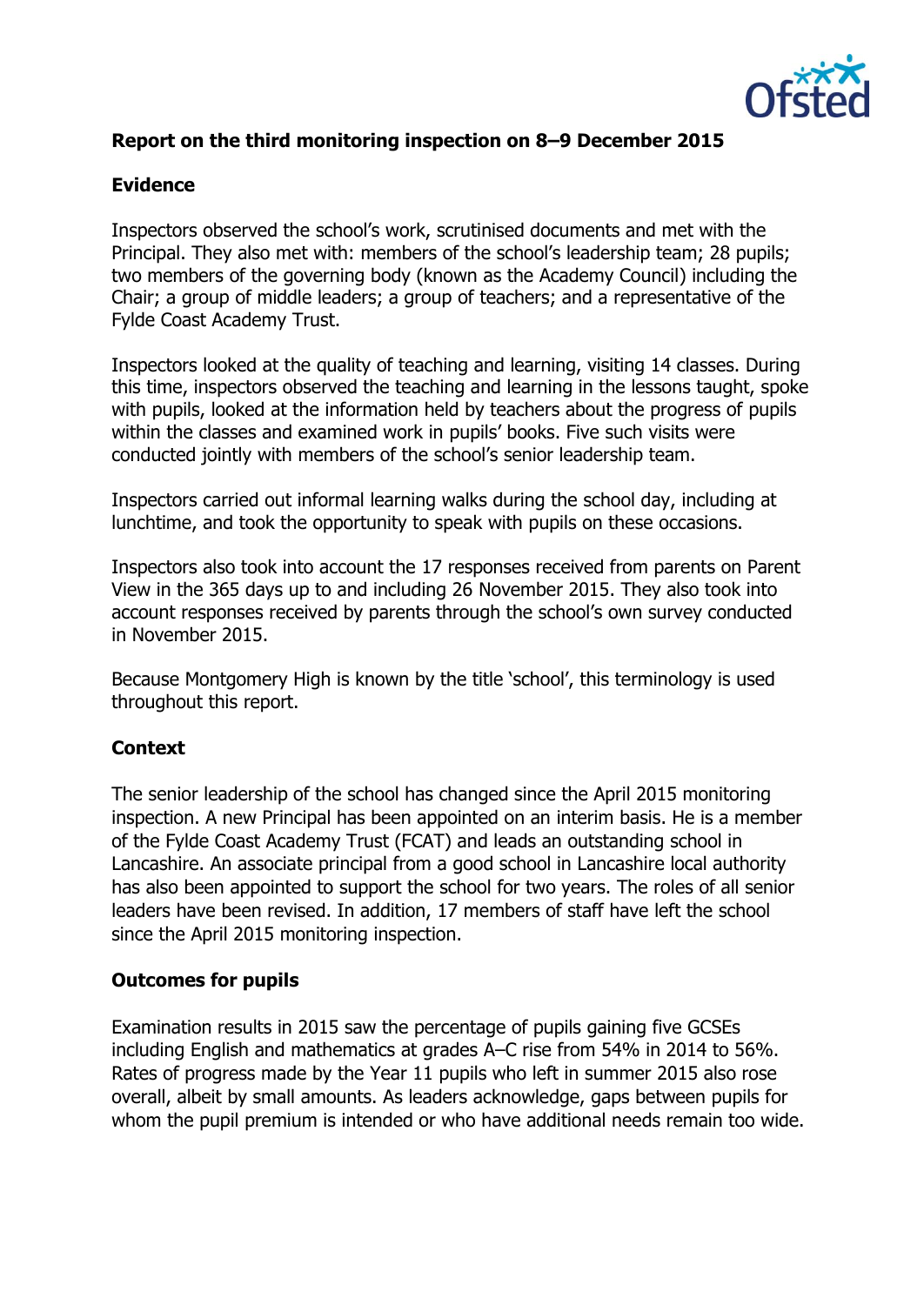**Report on the third monitoring inspection on 8–9 December 2015**

**Evidence**

Inspectors observed the school's work, scrutinised documents and met with the Principal. They also met with: members of the school's leadership team; 28 pupils; two members of the governing body (known as the Academy Council) including the Chair; a group of middle leaders; a group of teachers; and a representative of the Fylde Coast Academy Trust.

Inspectors looked at the quality of teaching and learning, visiting 14 classes. During this time, inspectors observed the teaching and learning in the lessons taught, spoke with pupils, looked at the information held by teachers about the progress of pupils within the classes and examined work in pupils' books. Five such visits were conducted jointly with members of the school's senior leadership team.

Inspectors carried out informal learning walks during the school day, including at lunchtime, and took the opportunity to speak with pupils on these occasions.

Inspectors also took into account the 17 responses received from parents on Parent View in the 365 days up to and including 26 November 2015. They also took into account responses received by parents through the school's own survey conducted in November 2015.

Because Montgomery High is known by the title 'school', this terminology is used throughout this report.

**Context**

The senior leadership of the school has changed since the April 2015 monitoring inspection. A new Principal has been appointed on an interim basis. He is a member of the Fylde Coast Academy Trust (FCAT) and leads an outstanding school in Lancashire. An associate principal from a good school in Lancashire local authority has also been appointed to support the school for two years. The roles of all senior leaders have been revised. In addition, 17 members of staff have left the school since the April 2015 monitoring inspection.

**Outcomes for pupils**

Examination results in 2015 saw the percentage of pupils gaining five GCSEs including English and mathematics at grades A–C rise from 54% in 2014 to 56%. Rates of progress made by the Year 11 pupils who left in summer 2015 also rose overall, albeit by small amounts. As leaders acknowledge, gaps between pupils for whom the pupil premium is intended or who have additional needs remain too wide.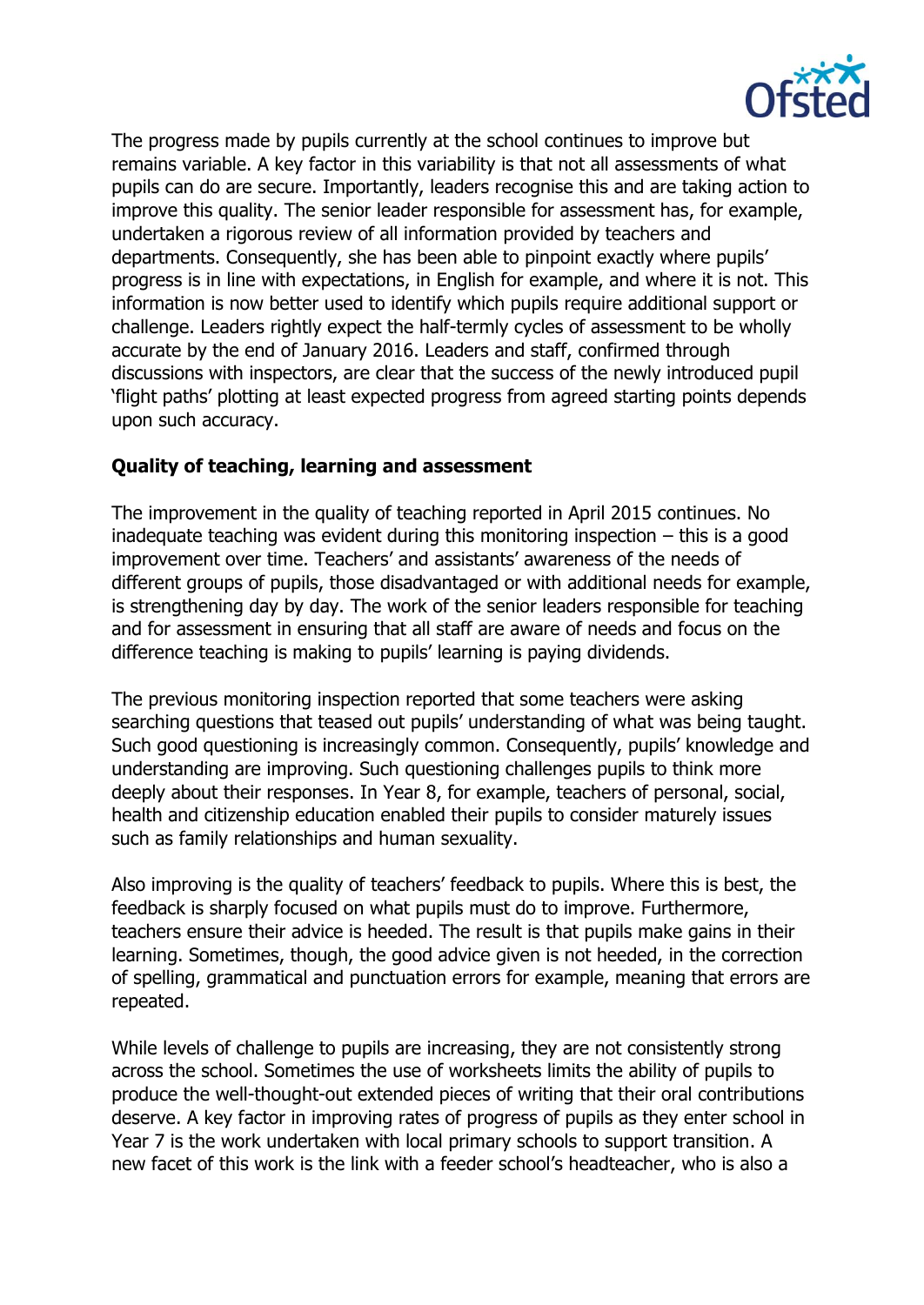The progress made by pupils currently at the school continues to improve but remains variable. A key factor in this variability is that not all assessments of what pupils can do are secure. Importantly, leaders recognise this and are taking action to improve this quality. The senior leader responsible for assessment has, for example, undertaken a rigorous review of all information provided by teachers and departments. Consequently, she has been able to pinpoint exactly where pupils' progress is in line with expectations, in English for example, and where it is not. This information is now better used to identify which pupils require additional support or challenge. Leaders rightly expect the half-termly cycles of assessment to be wholly accurate by the end of January 2016. Leaders and staff, confirmed through discussions with inspectors, are clear that the success of the newly introduced pupil 'flight paths' plotting at least expected progress from agreed starting points depends upon such accuracy.

**Quality of teaching, learning and assessment**

The improvement in the quality of teaching reported in April 2015 continues. No inadequate teaching was evident during this monitoring inspection – this is a good improvement over time. Teachers' and assistants' awareness of the needs of different groups of pupils, those disadvantaged or with additional needs for example, is strengthening day by day. The work of the senior leaders responsible for teaching and for assessment in ensuring that all staff are aware of needs and focus on the difference teaching is making to pupils' learning is paying dividends.

The previous monitoring inspection reported that some teachers were asking searching questions that teased out pupils' understanding of what was being taught. Such good questioning is increasingly common. Consequently, pupils' knowledge and understanding are improving. Such questioning challenges pupils to think more deeply about their responses. In Year 8, for example, teachers of personal, social, health and citizenship education enabled their pupils to consider maturely issues such as family relationships and human sexuality.

Also improving is the quality of teachers' feedback to pupils. Where this is best, the feedback is sharply focused on what pupils must do to improve. Furthermore, teachers ensure their advice is heeded. The result is that pupils make gains in their learning. Sometimes, though, the good advice given is not heeded, in the correction of spelling, grammatical and punctuation errors for example, meaning that errors are repeated.

While levels of challenge to pupils are increasing, they are not consistently strong across the school. Sometimes the use of worksheets limits the ability of pupils to produce the well-thought-out extended pieces of writing that their oral contributions deserve. A key factor in improving rates of progress of pupils as they enter school in Year 7 is the work undertaken with local primary schools to support transition. A new facet of this work is the link with a feeder school's headteacher, who is also a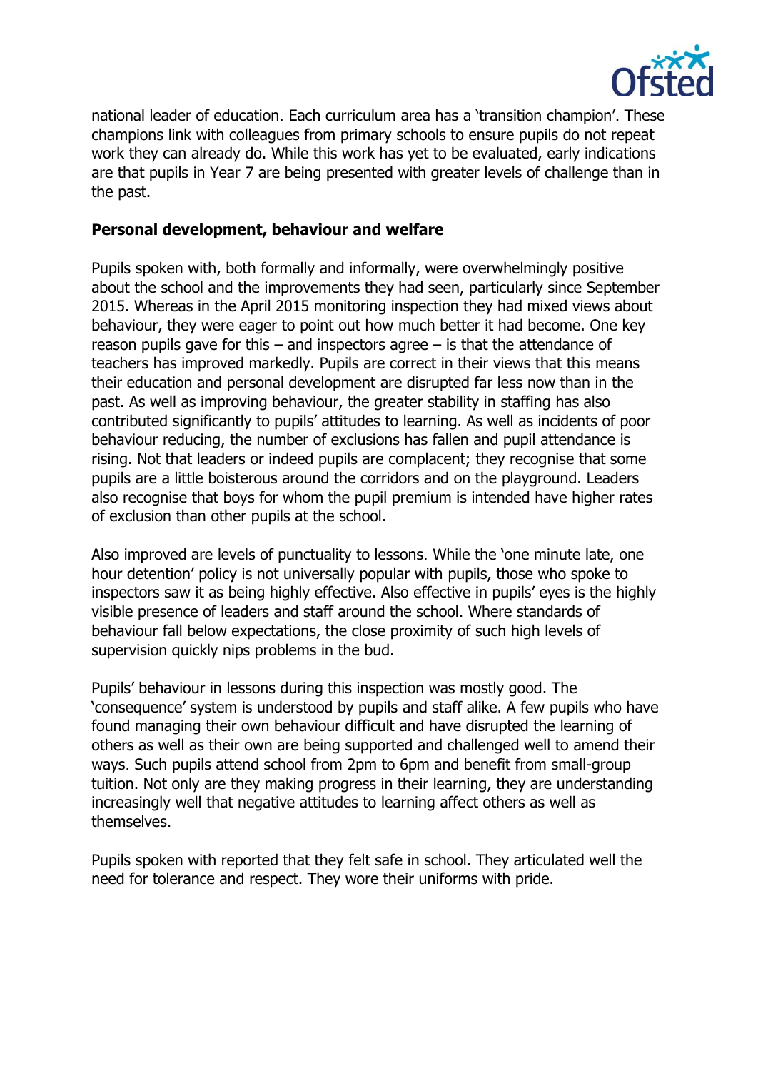national leader of education. Each curriculum area has a 'transition champion'. These champions link with colleagues from primary schools to ensure pupils do not repeat work they can already do. While this work has yet to be evaluated, early indications are that pupils in Year 7 are being presented with greater levels of challenge than in the past.

**Personal development, behaviour and welfare**

Pupils spoken with, both formally and informally, were overwhelmingly positive about the school and the improvements they had seen, particularly since September 2015. Whereas in the April 2015 monitoring inspection they had mixed views about behaviour, they were eager to point out how much better it had become. One key reason pupils gave for this – and inspectors agree – is that the attendance of teachers has improved markedly. Pupils are correct in their views that this means their education and personal development are disrupted far less now than in the past. As well as improving behaviour, the greater stability in staffing has also contributed significantly to pupils' attitudes to learning. As well as incidents of poor behaviour reducing, the number of exclusions has fallen and pupil attendance is rising. Not that leaders or indeed pupils are complacent; they recognise that some pupils are a little boisterous around the corridors and on the playground. Leaders also recognise that boys for whom the pupil premium is intended have higher rates of exclusion than other pupils at the school.

Also improved are levels of punctuality to lessons. While the 'one minute late, one hour detention' policy is not universally popular with pupils, those who spoke to inspectors saw it as being highly effective. Also effective in pupils' eyes is the highly visible presence of leaders and staff around the school. Where standards of behaviour fall below expectations, the close proximity of such high levels of supervision quickly nips problems in the bud.

Pupils' behaviour in lessons during this inspection was mostly good. The 'consequence' system is understood by pupils and staff alike. A few pupils who have found managing their own behaviour difficult and have disrupted the learning of others as well as their own are being supported and challenged well to amend their ways. Such pupils attend school from 2pm to 6pm and benefit from small-group tuition. Not only are they making progress in their learning, they are understanding increasingly well that negative attitudes to learning affect others as well as themselves.

Pupils spoken with reported that they felt safe in school. They articulated well the need for tolerance and respect. They wore their uniforms with pride.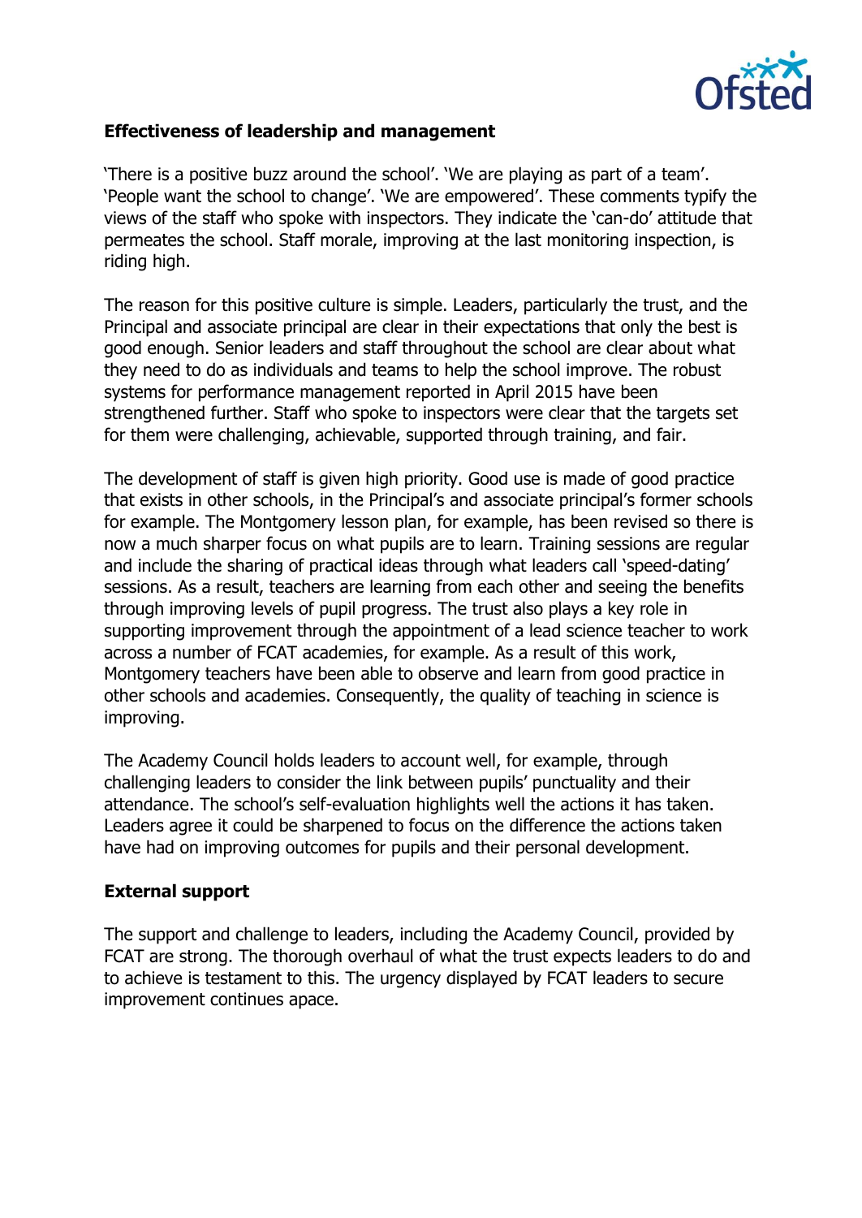**Effectiveness of leadership and management**

'There is a positive buzz around the school'. 'We are playing as part of a team'. 'People want the school to change'. 'We are empowered'. These comments typify the views of the staff who spoke with inspectors. They indicate the 'can-do' attitude that permeates the school. Staff morale, improving at the last monitoring inspection, is riding high.

The reason for this positive culture is simple. Leaders, particularly the trust, and the Principal and associate principal are clear in their expectations that only the best is good enough. Senior leaders and staff throughout the school are clear about what they need to do as individuals and teams to help the school improve. The robust systems for performance management reported in April 2015 have been strengthened further. Staff who spoke to inspectors were clear that the targets set for them were challenging, achievable, supported through training, and fair.

The development of staff is given high priority. Good use is made of good practice that exists in other schools, in the Principal's and associate principal's former schools for example. The Montgomery lesson plan, for example, has been revised so there is now a much sharper focus on what pupils are to learn. Training sessions are regular and include the sharing of practical ideas through what leaders call 'speed-dating' sessions. As a result, teachers are learning from each other and seeing the benefits through improving levels of pupil progress. The trust also plays a key role in supporting improvement through the appointment of a lead science teacher to work across a number of FCAT academies, for example. As a result of this work, Montgomery teachers have been able to observe and learn from good practice in other schools and academies. Consequently, the quality of teaching in science is improving.

The Academy Council holds leaders to account well, for example, through challenging leaders to consider the link between pupils' punctuality and their attendance. The school's self-evaluation highlights well the actions it has taken. Leaders agree it could be sharpened to focus on the difference the actions taken have had on improving outcomes for pupils and their personal development.

**External support**

The support and challenge to leaders, including the Academy Council, provided by FCAT are strong. The thorough overhaul of what the trust expects leaders to do and to achieve is testament to this. The urgency displayed by FCAT leaders to secure improvement continues apace.